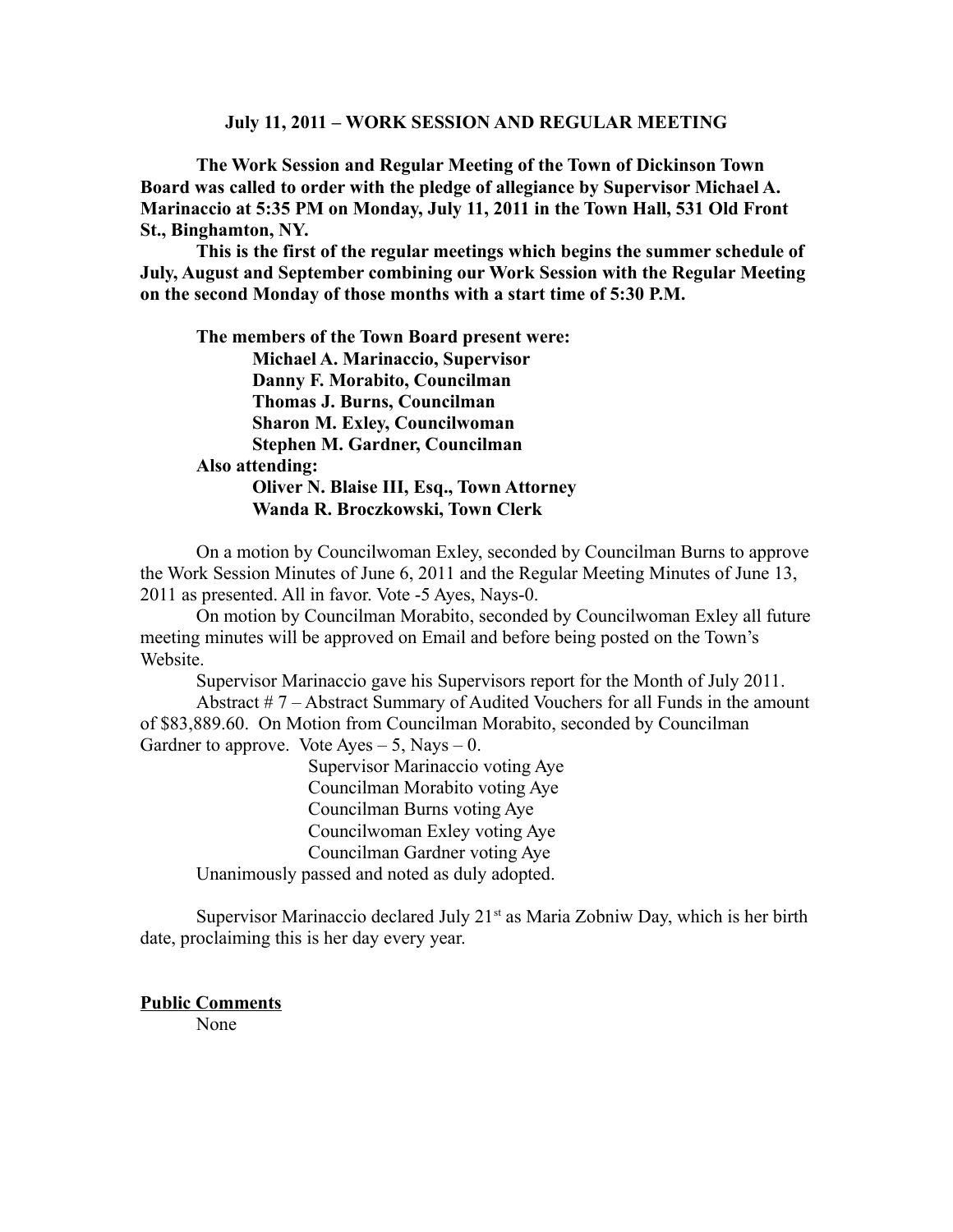**July 11, 2011 – WORK SESSION AND REGULAR MEETING**

**The Work Session and Regular Meeting of the Town of Dickinson Town Board was called to order with the pledge of allegiance by Supervisor Michael A. Marinaccio at 5:35 PM on Monday, July 11, 2011 in the Town Hall, 531 Old Front St., Binghamton, NY.**

**This is the first of the regular meetings which begins the summer schedule of July, August and September combining our Work Session with the Regular Meeting on the second Monday of those months with a start time of 5:30 P.M.**

**The members of the Town Board present were:**
**Michael A. Marinaccio, Supervisor**
**Danny F. Morabito, Councilman**
**Thomas J. Burns, Councilman**
**Sharon M. Exley, Councilwoman**
**Stephen M. Gardner, Councilman**
**Also attending:**
**Oliver N. Blaise III, Esq., Town Attorney**
**Wanda R. Broczkowski, Town Clerk**

On a motion by Councilwoman Exley, seconded by Councilman Burns to approve the Work Session Minutes of June 6, 2011 and the Regular Meeting Minutes of June 13, 2011 as presented. All in favor. Vote -5 Ayes, Nays-0.

On motion by Councilman Morabito, seconded by Councilwoman Exley all future meeting minutes will be approved on Email and before being posted on the Town's Website.

Supervisor Marinaccio gave his Supervisors report for the Month of July 2011.

Abstract # 7 – Abstract Summary of Audited Vouchers for all Funds in the amount of $83,889.60. On Motion from Councilman Morabito, seconded by Councilman Gardner to approve. Vote Ayes – 5, Nays – 0.

Supervisor Marinaccio voting Aye
Councilman Morabito voting Aye
Councilman Burns voting Aye
Councilwoman Exley voting Aye
Councilman Gardner voting Aye

Unanimously passed and noted as duly adopted.

Supervisor Marinaccio declared July 21st as Maria Zobniw Day, which is her birth date, proclaiming this is her day every year.

**Public Comments**

None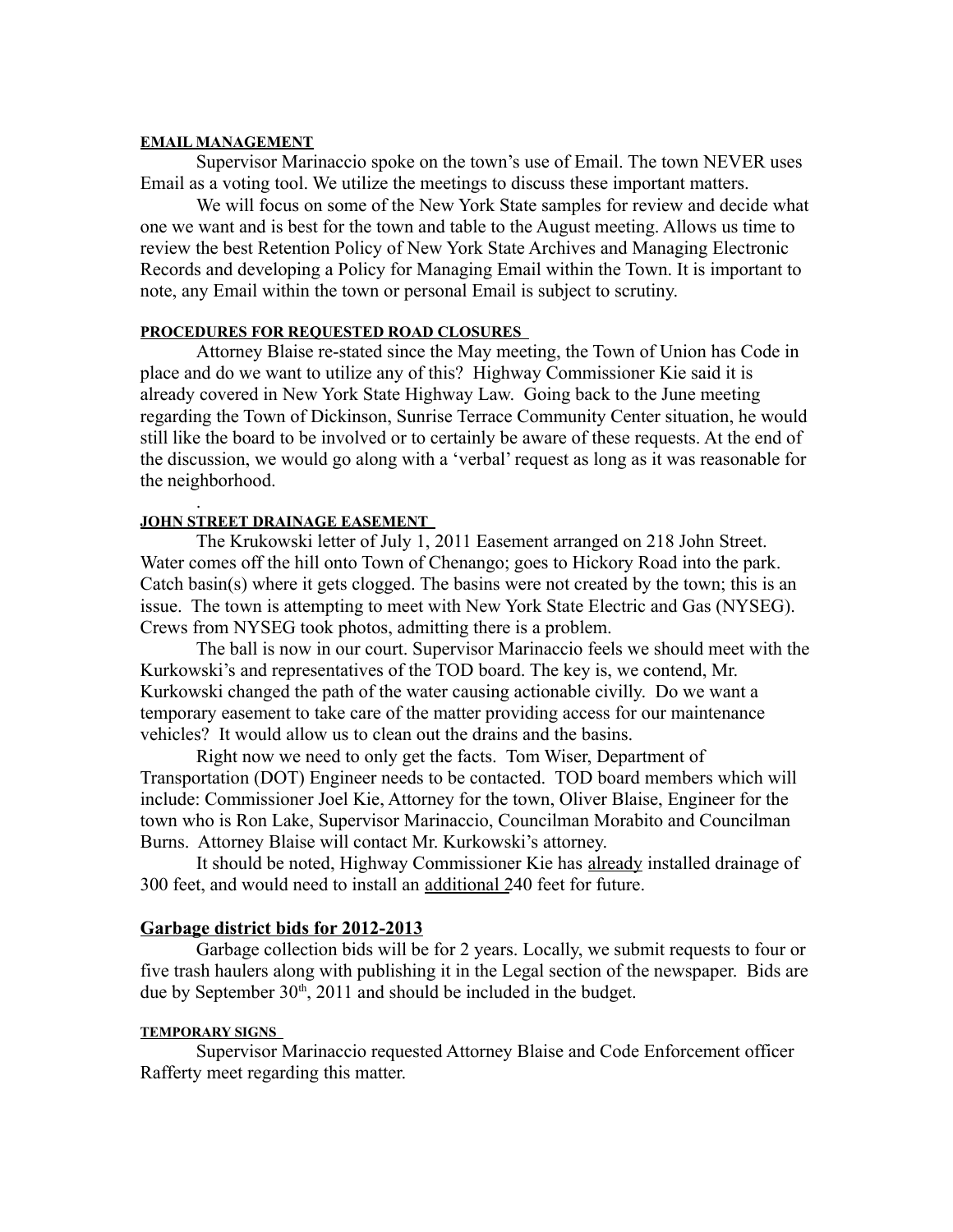**EMAIL MANAGEMENT**

Supervisor Marinaccio spoke on the town's use of Email. The town NEVER uses Email as a voting tool. We utilize the meetings to discuss these important matters.

We will focus on some of the New York State samples for review and decide what one we want and is best for the town and table to the August meeting. Allows us time to review the best Retention Policy of New York State Archives and Managing Electronic Records and developing a Policy for Managing Email within the Town. It is important to note, any Email within the town or personal Email is subject to scrutiny.

**PROCEDURES FOR REQUESTED ROAD CLOSURES**

Attorney Blaise re-stated since the May meeting, the Town of Union has Code in place and do we want to utilize any of this? Highway Commissioner Kie said it is already covered in New York State Highway Law. Going back to the June meeting regarding the Town of Dickinson, Sunrise Terrace Community Center situation, he would still like the board to be involved or to certainly be aware of these requests. At the end of the discussion, we would go along with a 'verbal' request as long as it was reasonable for the neighborhood.

.

**JOHN STREET DRAINAGE EASEMENT**

The Krukowski letter of July 1, 2011 Easement arranged on 218 John Street. Water comes off the hill onto Town of Chenango; goes to Hickory Road into the park. Catch basin(s) where it gets clogged. The basins were not created by the town; this is an issue. The town is attempting to meet with New York State Electric and Gas (NYSEG). Crews from NYSEG took photos, admitting there is a problem.

The ball is now in our court. Supervisor Marinaccio feels we should meet with the Kurkowski's and representatives of the TOD board. The key is, we contend, Mr. Kurkowski changed the path of the water causing actionable civilly. Do we want a temporary easement to take care of the matter providing access for our maintenance vehicles? It would allow us to clean out the drains and the basins.

Right now we need to only get the facts. Tom Wiser, Department of Transportation (DOT) Engineer needs to be contacted. TOD board members which will include: Commissioner Joel Kie, Attorney for the town, Oliver Blaise, Engineer for the town who is Ron Lake, Supervisor Marinaccio, Councilman Morabito and Councilman Burns. Attorney Blaise will contact Mr. Kurkowski's attorney.

It should be noted, Highway Commissioner Kie has already installed drainage of 300 feet, and would need to install an additional 240 feet for future.

## Garbage district bids for 2012-2013

Garbage collection bids will be for 2 years. Locally, we submit requests to four or five trash haulers along with publishing it in the Legal section of the newspaper. Bids are due by September 30th, 2011 and should be included in the budget.

**TEMPORARY SIGNS**

Supervisor Marinaccio requested Attorney Blaise and Code Enforcement officer Rafferty meet regarding this matter.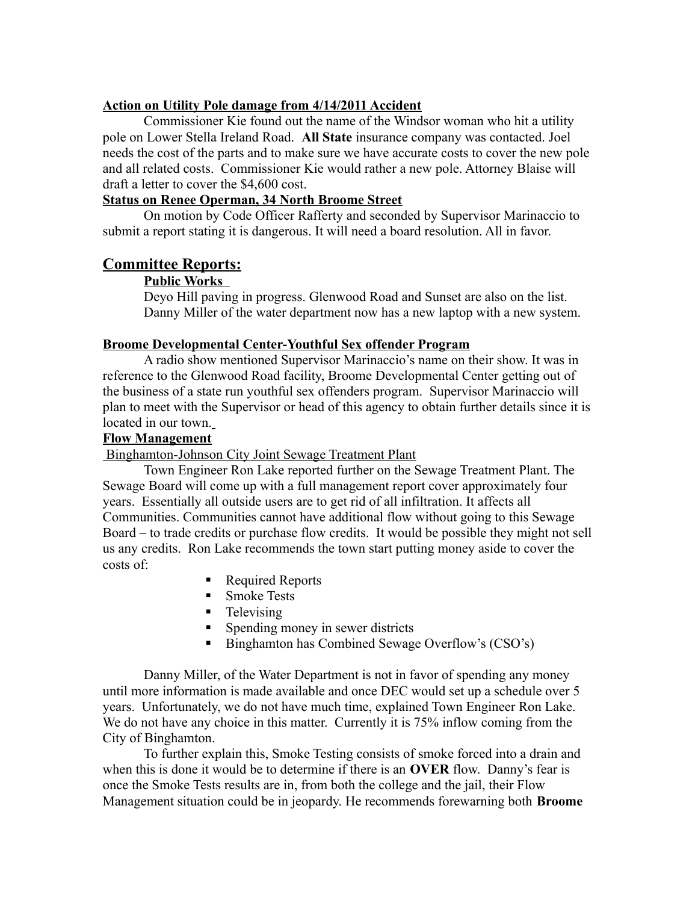**Action on Utility Pole damage from 4/14/2011 Accident**

Commissioner Kie found out the name of the Windsor woman who hit a utility pole on Lower Stella Ireland Road. **All State** insurance company was contacted. Joel needs the cost of the parts and to make sure we have accurate costs to cover the new pole and all related costs. Commissioner Kie would rather a new pole. Attorney Blaise will draft a letter to cover the $4,600 cost.

**Status on Renee Operman, 34 North Broome Street**

On motion by Code Officer Rafferty and seconded by Supervisor Marinaccio to submit a report stating it is dangerous. It will need a board resolution. All in favor.

## Committee Reports:

**Public Works**

Deyo Hill paving in progress. Glenwood Road and Sunset are also on the list. Danny Miller of the water department now has a new laptop with a new system.

**Broome Developmental Center-Youthful Sex offender Program**

A radio show mentioned Supervisor Marinaccio's name on their show. It was in reference to the Glenwood Road facility, Broome Developmental Center getting out of the business of a state run youthful sex offenders program. Supervisor Marinaccio will plan to meet with the Supervisor or head of this agency to obtain further details since it is located in our town.

**Flow Management**

Binghamton-Johnson City Joint Sewage Treatment Plant

Town Engineer Ron Lake reported further on the Sewage Treatment Plant. The Sewage Board will come up with a full management report cover approximately four years. Essentially all outside users are to get rid of all infiltration. It affects all Communities. Communities cannot have additional flow without going to this Sewage Board – to trade credits or purchase flow credits. It would be possible they might not sell us any credits. Ron Lake recommends the town start putting money aside to cover the costs of:

- Required Reports
- Smoke Tests
- Televising
- Spending money in sewer districts
- Binghamton has Combined Sewage Overflow's (CSO's)

Danny Miller, of the Water Department is not in favor of spending any money until more information is made available and once DEC would set up a schedule over 5 years. Unfortunately, we do not have much time, explained Town Engineer Ron Lake. We do not have any choice in this matter. Currently it is 75% inflow coming from the City of Binghamton.

To further explain this, Smoke Testing consists of smoke forced into a drain and when this is done it would be to determine if there is an **OVER** flow. Danny's fear is once the Smoke Tests results are in, from both the college and the jail, their Flow Management situation could be in jeopardy. He recommends forewarning both **Broome**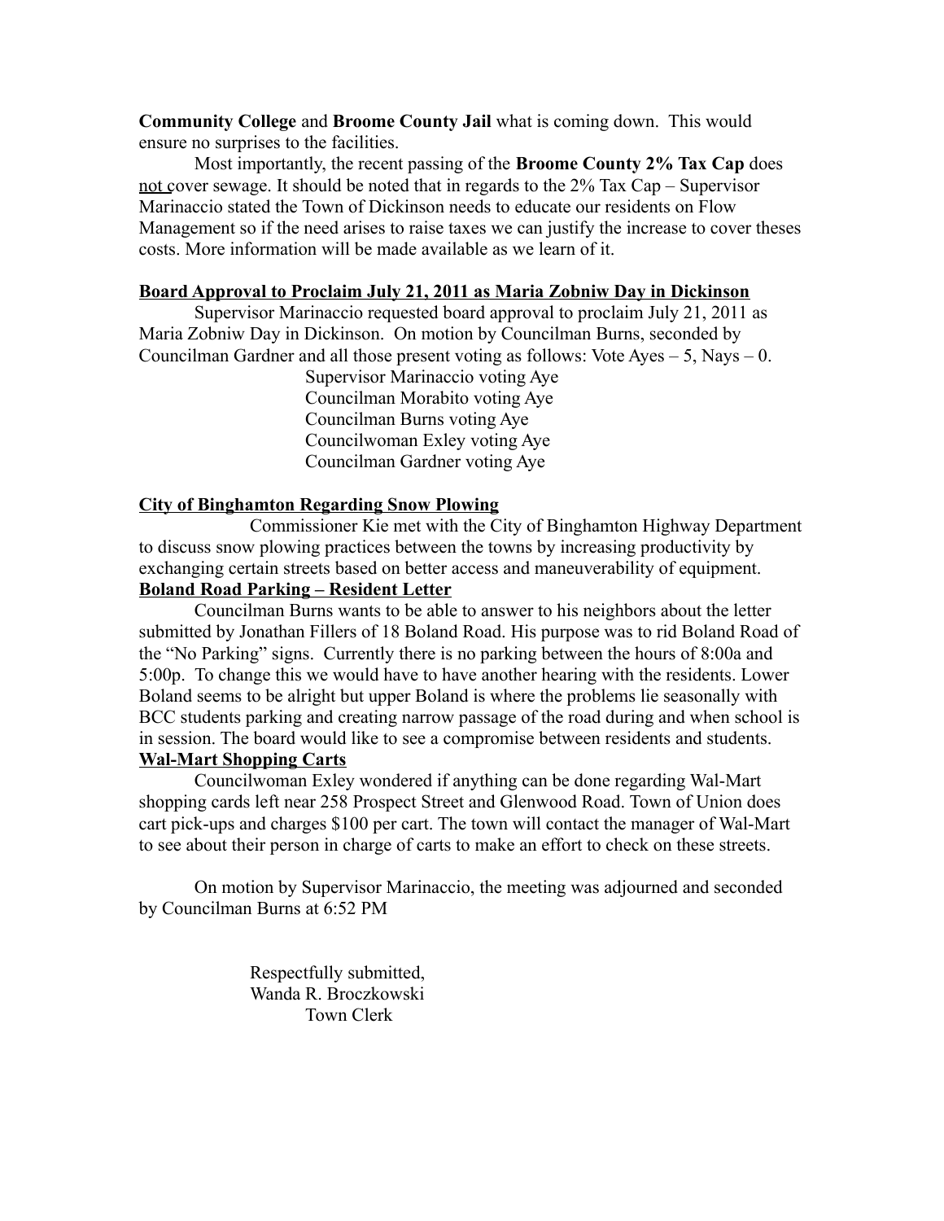**Community College** and **Broome County Jail** what is coming down. This would ensure no surprises to the facilities.

Most importantly, the recent passing of the **Broome County 2% Tax Cap** does not cover sewage. It should be noted that in regards to the 2% Tax Cap – Supervisor Marinaccio stated the Town of Dickinson needs to educate our residents on Flow Management so if the need arises to raise taxes we can justify the increase to cover theses costs. More information will be made available as we learn of it.

**Board Approval to Proclaim July 21, 2011 as Maria Zobniw Day in Dickinson**

Supervisor Marinaccio requested board approval to proclaim July 21, 2011 as Maria Zobniw Day in Dickinson. On motion by Councilman Burns, seconded by Councilman Gardner and all those present voting as follows: Vote Ayes – 5, Nays – 0.

Supervisor Marinaccio voting Aye
Councilman Morabito voting Aye
Councilman Burns voting Aye
Councilwoman Exley voting Aye
Councilman Gardner voting Aye

**City of Binghamton Regarding Snow Plowing**

Commissioner Kie met with the City of Binghamton Highway Department to discuss snow plowing practices between the towns by increasing productivity by exchanging certain streets based on better access and maneuverability of equipment.

**Boland Road Parking – Resident Letter**

Councilman Burns wants to be able to answer to his neighbors about the letter submitted by Jonathan Fillers of 18 Boland Road. His purpose was to rid Boland Road of the "No Parking" signs. Currently there is no parking between the hours of 8:00a and 5:00p. To change this we would have to have another hearing with the residents. Lower Boland seems to be alright but upper Boland is where the problems lie seasonally with BCC students parking and creating narrow passage of the road during and when school is in session. The board would like to see a compromise between residents and students.

**Wal-Mart Shopping Carts**

Councilwoman Exley wondered if anything can be done regarding Wal-Mart shopping cards left near 258 Prospect Street and Glenwood Road. Town of Union does cart pick-ups and charges $100 per cart. The town will contact the manager of Wal-Mart to see about their person in charge of carts to make an effort to check on these streets.

On motion by Supervisor Marinaccio, the meeting was adjourned and seconded by Councilman Burns at 6:52 PM

Respectfully submitted,
Wanda R. Broczkowski
Town Clerk